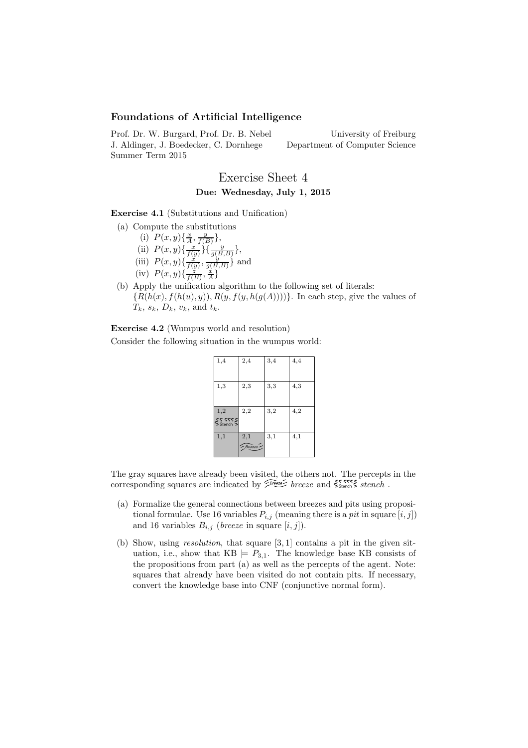## Foundations of Artificial Intelligence

Prof. Dr. W. Burgard, Prof. Dr. B. Nebel
J. Aldinger, J. Boedecker, C. Dornhege
Summer Term 2015

University of Freiburg
Department of Computer Science

# Exercise Sheet 4

### Due: Wednesday, July 1, 2015

**Exercise 4.1** (Substitutions and Unification)

(a) Compute the substitutions
  (i) $P(x, y)\{\frac{x}{A}, \frac{y}{f(B)}\}$,
  (ii) $P(x, y)\{\frac{x}{f(y)}\}\{\frac{y}{g(B,B)}\}$,
  (iii) $P(x, y)\{\frac{x}{f(y)}, \frac{y}{g(B,B)}\}$ and
  (iv) $P(x, y)\{\frac{z}{f(B)}, \frac{x}{A}\}$

(b) Apply the unification algorithm to the following set of literals: $\{R(h(x), f(h(u), y)), R(y, f(y, h(g(A))))\}$. In each step, give the values of $T_k$, $s_k$, $D_k$, $v_k$, and $t_k$.

**Exercise 4.2** (Wumpus world and resolution)

Consider the following situation in the wumpus world:

| 1,4 | 2,4 | 3,4 | 4,4 |
|---|---|---|---|
| 1,3 | 2,3 | 3,3 | 4,3 |
| 1,2 Stench | 2,2 | 3,2 | 4,2 |
| 1,1 | 2,1 Breeze | 3,1 | 4,1 |

The gray squares have already been visited, the others not. The percepts in the corresponding squares are indicated by Breeze *breeze* and Stench *stench* .

(a) Formalize the general connections between breezes and pits using propositional formulae. Use 16 variables $P_{i,j}$ (meaning there is a *pit* in square $[i, j]$) and 16 variables $B_{i,j}$ (*breeze* in square $[i, j]$).

(b) Show, using *resolution*, that square $[3, 1]$ contains a pit in the given situation, i.e., show that $\text{KB} \models P_{3,1}$. The knowledge base KB consists of the propositions from part (a) as well as the percepts of the agent. Note: squares that already have been visited do not contain pits. If necessary, convert the knowledge base into CNF (conjunctive normal form).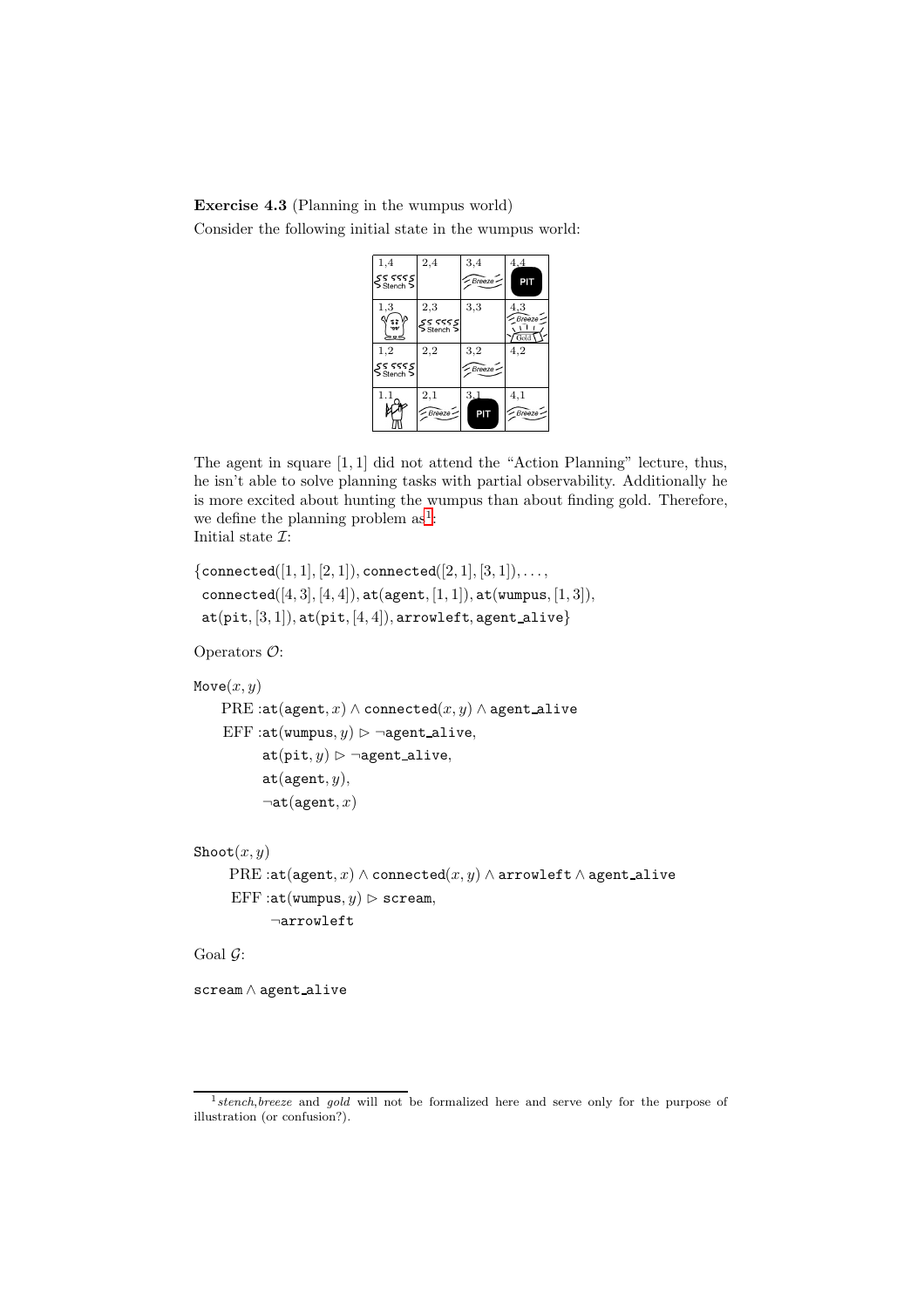**Exercise 4.3** (Planning in the wumpus world)

Consider the following initial state in the wumpus world:

| 1,4 Stench | 2,4 | 3,4 Breeze | 4,4 PIT |
|---|---|---|---|
| 1,3 | 2,3 Stench | 3,3 | 4,3 Breeze Gold |
| 1,2 Stench | 2,2 | 3,2 Breeze | 4,2 |
| 1.1 | 2,1 Breeze | 3,1 PIT | 4,1 Breeze |

The agent in square $[1, 1]$ did not attend the "Action Planning" lecture, thus, he isn't able to solve planning tasks with partial observability. Additionally he is more excited about hunting the wumpus than about finding gold. Therefore, we define the planning problem as[1]:

Initial state $\mathcal{I}$:

$$\{\texttt{connected}([1,1],[2,1]), \texttt{connected}([2,1],[3,1]), \ldots,$$
$$\texttt{connected}([4,3],[4,4]), \texttt{at}(\texttt{agent},[1,1]), \texttt{at}(\texttt{wumpus},[1,3]),$$
$$\texttt{at}(\texttt{pit},[3,1]), \texttt{at}(\texttt{pit},[4,4]), \texttt{arrowleft}, \texttt{agent\_alive}\}$$

Operators $\mathcal{O}$:

$\texttt{Move}(x, y)$

PRE : $\texttt{at}(\texttt{agent}, x) \wedge \texttt{connected}(x, y) \wedge \texttt{agent\_alive}$

EFF : $\texttt{at}(\texttt{wumpus}, y) \rhd \neg\texttt{agent\_alive}$,
$\texttt{at}(\texttt{pit}, y) \rhd \neg\texttt{agent\_alive}$,
$\texttt{at}(\texttt{agent}, y)$,
$\neg\texttt{at}(\texttt{agent}, x)$

$\texttt{Shoot}(x, y)$

PRE : $\texttt{at}(\texttt{agent}, x) \wedge \texttt{connected}(x, y) \wedge \texttt{arrowleft} \wedge \texttt{agent\_alive}$

EFF : $\texttt{at}(\texttt{wumpus}, y) \rhd \texttt{scream}$,
$\neg\texttt{arrowleft}$

Goal $\mathcal{G}$:

$\texttt{scream} \wedge \texttt{agent\_alive}$

---

[1] *stench*,*breeze* and *gold* will not be formalized here and serve only for the purpose of illustration (or confusion?).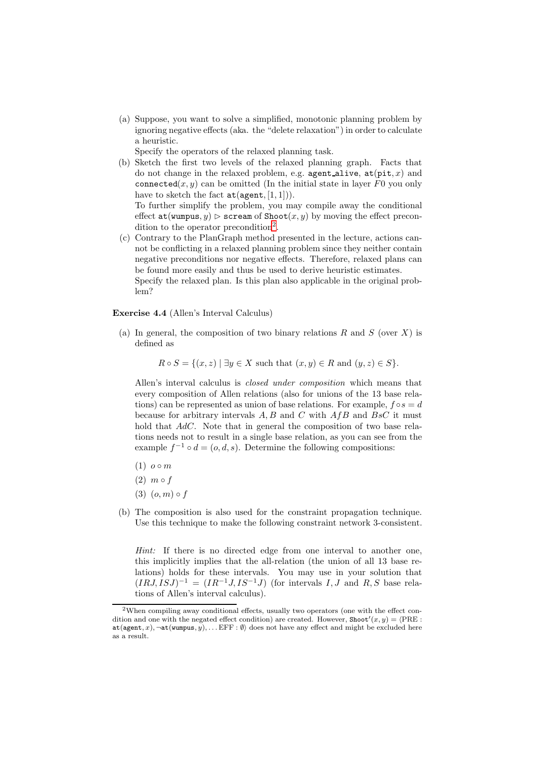(a) Suppose, you want to solve a simplified, monotonic planning problem by ignoring negative effects (aka. the "delete relaxation") in order to calculate a heuristic.
Specify the operators of the relaxed planning task.

(b) Sketch the first two levels of the relaxed planning graph. Facts that do not change in the relaxed problem, e.g. `agent_alive`, `at(pit, x)` and `connected(x, y)` can be omitted (In the initial state in layer $F0$ you only have to sketch the fact `at(agent, [1, 1])`).
To further simplify the problem, you may compile away the conditional effect `at(wumpus, y)` $\triangleright$ `scream` of `Shoot(x, y)` by moving the effect precondition to the operator precondition[2].

(c) Contrary to the PlanGraph method presented in the lecture, actions cannot be conflicting in a relaxed planning problem since they neither contain negative preconditions nor negative effects. Therefore, relaxed plans can be found more easily and thus be used to derive heuristic estimates.
Specify the relaxed plan. Is this plan also applicable in the original problem?

**Exercise 4.4** (Allen's Interval Calculus)

(a) In general, the composition of two binary relations $R$ and $S$ (over $X$) is defined as

$$R \circ S = \{(x, z) \mid \exists y \in X \text{ such that } (x, y) \in R \text{ and } (y, z) \in S\}.$$

Allen's interval calculus is *closed under composition* which means that every composition of Allen relations (also for unions of the 13 base relations) can be represented as union of base relations. For example, $f \circ s = d$ because for arbitrary intervals $A, B$ and $C$ with $AfB$ and $BsC$ it must hold that $AdC$. Note that in general the composition of two base relations needs not to result in a single base relation, as you can see from the example $f^{-1} \circ d = (o, d, s)$. Determine the following compositions:

(1) $o \circ m$

(2) $m \circ f$

(3) $(o, m) \circ f$

(b) The composition is also used for the constraint propagation technique. Use this technique to make the following constraint network 3-consistent.

*Hint:* If there is no directed edge from one interval to another one, this implicitly implies that the all-relation (the union of all 13 base relations) holds for these intervals. You may use in your solution that $(IRJ, ISJ)^{-1} = (IR^{-1}J, IS^{-1}J)$ (for intervals $I, J$ and $R, S$ base relations of Allen's interval calculus).

---

[2] When compiling away conditional effects, usually two operators (one with the effect condition and one with the negated effect condition) are created. However, $\texttt{Shoot}'(x, y) = \langle$PRE : `at(agent, x)`, ¬`at(wumpus, y)`, … EFF : $\emptyset\rangle$ does not have any effect and might be excluded here as a result.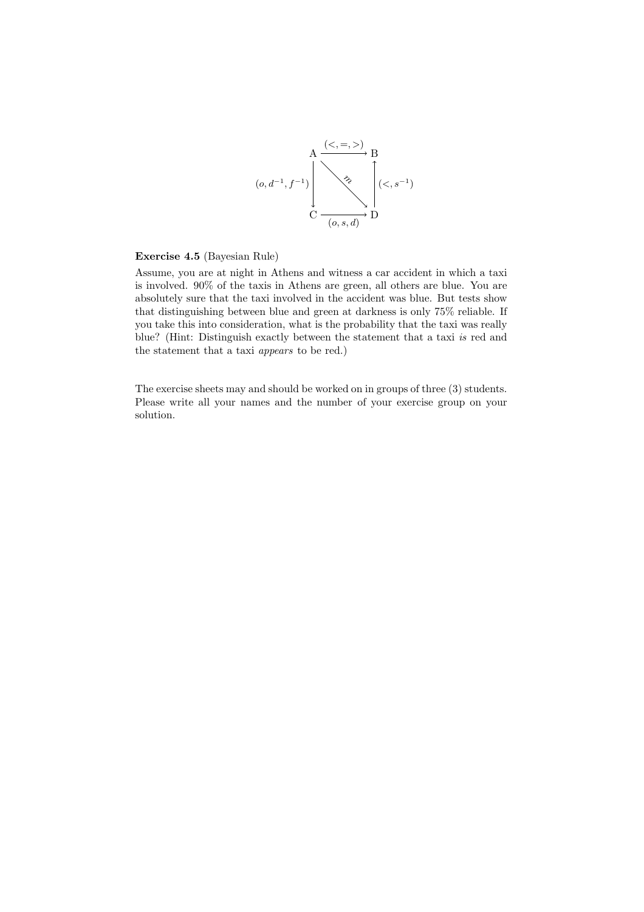A $\xrightarrow{(<,=,>)}$ B

$(o, d^{-1}, f^{-1})$

$m$

$(<, s^{-1})$

C $\xrightarrow[(o,s,d)]{}$ D

**Exercise 4.5** (Bayesian Rule)

Assume, you are at night in Athens and witness a car accident in which a taxi is involved. 90% of the taxis in Athens are green, all others are blue. You are absolutely sure that the taxi involved in the accident was blue. But tests show that distinguishing between blue and green at darkness is only 75% reliable. If you take this into consideration, what is the probability that the taxi was really blue? (Hint: Distinguish exactly between the statement that a taxi *is* red and the statement that a taxi *appears* to be red.)

The exercise sheets may and should be worked on in groups of three (3) students. Please write all your names and the number of your exercise group on your solution.